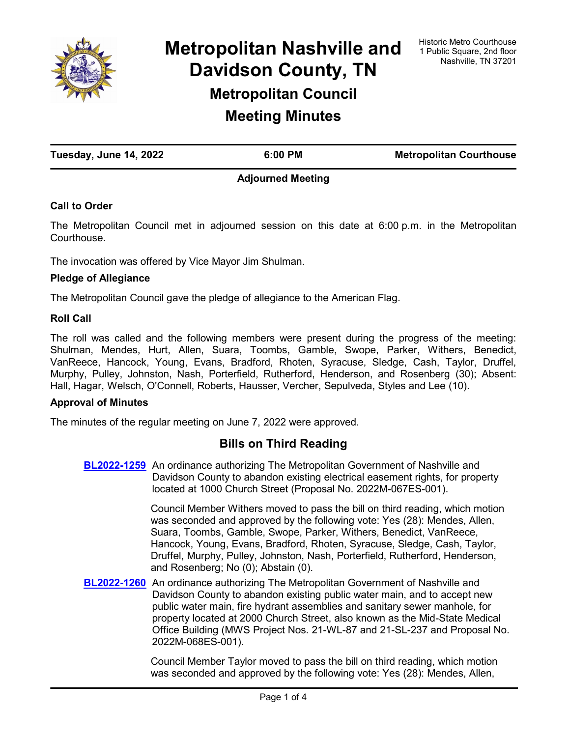# Metropolitan Nashville and Davidson County, TN

Historic Metro Courthouse
1 Public Square, 2nd floor
Nashville, TN 37201

## Metropolitan Council

## Meeting Minutes

**Tuesday, June 14, 2022** | **6:00 PM** | **Metropolitan Courthouse**

### Adjourned Meeting

**Call to Order**

The Metropolitan Council met in adjourned session on this date at 6:00 p.m. in the Metropolitan Courthouse.

The invocation was offered by Vice Mayor Jim Shulman.

**Pledge of Allegiance**

The Metropolitan Council gave the pledge of allegiance to the American Flag.

**Roll Call**

The roll was called and the following members were present during the progress of the meeting: Shulman, Mendes, Hurt, Allen, Suara, Toombs, Gamble, Swope, Parker, Withers, Benedict, VanReece, Hancock, Young, Evans, Bradford, Rhoten, Syracuse, Sledge, Cash, Taylor, Druffel, Murphy, Pulley, Johnston, Nash, Porterfield, Rutherford, Henderson, and Rosenberg (30); Absent: Hall, Hagar, Welsch, O'Connell, Roberts, Hausser, Vercher, Sepulveda, Styles and Lee (10).

**Approval of Minutes**

The minutes of the regular meeting on June 7, 2022 were approved.

## Bills on Third Reading

**BL2022-1259** An ordinance authorizing The Metropolitan Government of Nashville and Davidson County to abandon existing electrical easement rights, for property located at 1000 Church Street (Proposal No. 2022M-067ES-001).

Council Member Withers moved to pass the bill on third reading, which motion was seconded and approved by the following vote: Yes (28): Mendes, Allen, Suara, Toombs, Gamble, Swope, Parker, Withers, Benedict, VanReece, Hancock, Young, Evans, Bradford, Rhoten, Syracuse, Sledge, Cash, Taylor, Druffel, Murphy, Pulley, Johnston, Nash, Porterfield, Rutherford, Henderson, and Rosenberg; No (0); Abstain (0).

**BL2022-1260** An ordinance authorizing The Metropolitan Government of Nashville and Davidson County to abandon existing public water main, and to accept new public water main, fire hydrant assemblies and sanitary sewer manhole, for property located at 2000 Church Street, also known as the Mid-State Medical Office Building (MWS Project Nos. 21-WL-87 and 21-SL-237 and Proposal No. 2022M-068ES-001).

Council Member Taylor moved to pass the bill on third reading, which motion was seconded and approved by the following vote: Yes (28): Mendes, Allen,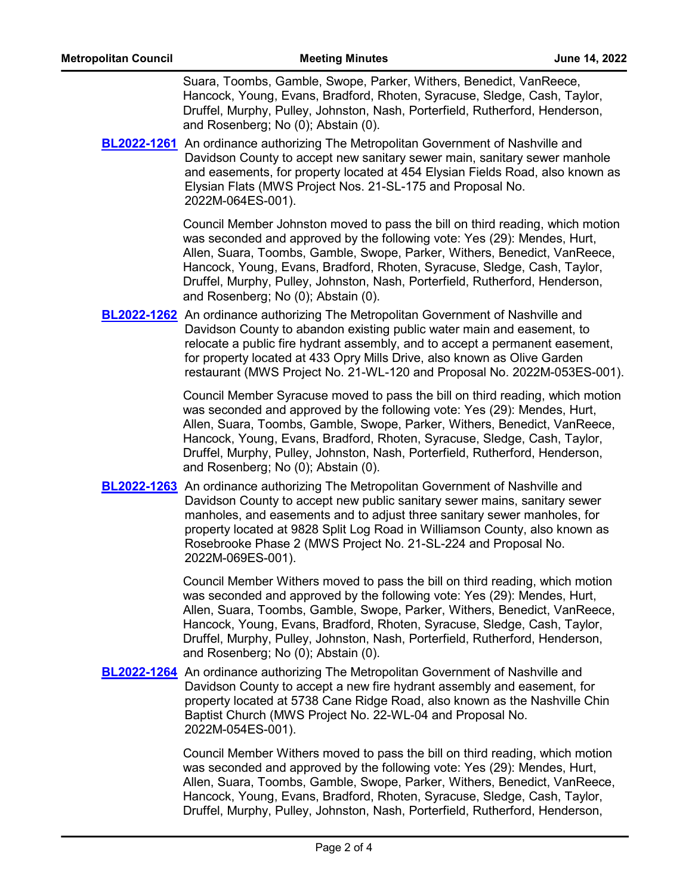Suara, Toombs, Gamble, Swope, Parker, Withers, Benedict, VanReece, Hancock, Young, Evans, Bradford, Rhoten, Syracuse, Sledge, Cash, Taylor, Druffel, Murphy, Pulley, Johnston, Nash, Porterfield, Rutherford, Henderson, and Rosenberg; No (0); Abstain (0).

**BL2022-1261** An ordinance authorizing The Metropolitan Government of Nashville and Davidson County to accept new sanitary sewer main, sanitary sewer manhole and easements, for property located at 454 Elysian Fields Road, also known as Elysian Flats (MWS Project Nos. 21-SL-175 and Proposal No. 2022M-064ES-001).

Council Member Johnston moved to pass the bill on third reading, which motion was seconded and approved by the following vote: Yes (29): Mendes, Hurt, Allen, Suara, Toombs, Gamble, Swope, Parker, Withers, Benedict, VanReece, Hancock, Young, Evans, Bradford, Rhoten, Syracuse, Sledge, Cash, Taylor, Druffel, Murphy, Pulley, Johnston, Nash, Porterfield, Rutherford, Henderson, and Rosenberg; No (0); Abstain (0).

**BL2022-1262** An ordinance authorizing The Metropolitan Government of Nashville and Davidson County to abandon existing public water main and easement, to relocate a public fire hydrant assembly, and to accept a permanent easement, for property located at 433 Opry Mills Drive, also known as Olive Garden restaurant (MWS Project No. 21-WL-120 and Proposal No. 2022M-053ES-001).

Council Member Syracuse moved to pass the bill on third reading, which motion was seconded and approved by the following vote: Yes (29): Mendes, Hurt, Allen, Suara, Toombs, Gamble, Swope, Parker, Withers, Benedict, VanReece, Hancock, Young, Evans, Bradford, Rhoten, Syracuse, Sledge, Cash, Taylor, Druffel, Murphy, Pulley, Johnston, Nash, Porterfield, Rutherford, Henderson, and Rosenberg; No (0); Abstain (0).

**BL2022-1263** An ordinance authorizing The Metropolitan Government of Nashville and Davidson County to accept new public sanitary sewer mains, sanitary sewer manholes, and easements and to adjust three sanitary sewer manholes, for property located at 9828 Split Log Road in Williamson County, also known as Rosebrooke Phase 2 (MWS Project No. 21-SL-224 and Proposal No. 2022M-069ES-001).

Council Member Withers moved to pass the bill on third reading, which motion was seconded and approved by the following vote: Yes (29): Mendes, Hurt, Allen, Suara, Toombs, Gamble, Swope, Parker, Withers, Benedict, VanReece, Hancock, Young, Evans, Bradford, Rhoten, Syracuse, Sledge, Cash, Taylor, Druffel, Murphy, Pulley, Johnston, Nash, Porterfield, Rutherford, Henderson, and Rosenberg; No (0); Abstain (0).

**BL2022-1264** An ordinance authorizing The Metropolitan Government of Nashville and Davidson County to accept a new fire hydrant assembly and easement, for property located at 5738 Cane Ridge Road, also known as the Nashville Chin Baptist Church (MWS Project No. 22-WL-04 and Proposal No. 2022M-054ES-001).

Council Member Withers moved to pass the bill on third reading, which motion was seconded and approved by the following vote: Yes (29): Mendes, Hurt, Allen, Suara, Toombs, Gamble, Swope, Parker, Withers, Benedict, VanReece, Hancock, Young, Evans, Bradford, Rhoten, Syracuse, Sledge, Cash, Taylor, Druffel, Murphy, Pulley, Johnston, Nash, Porterfield, Rutherford, Henderson,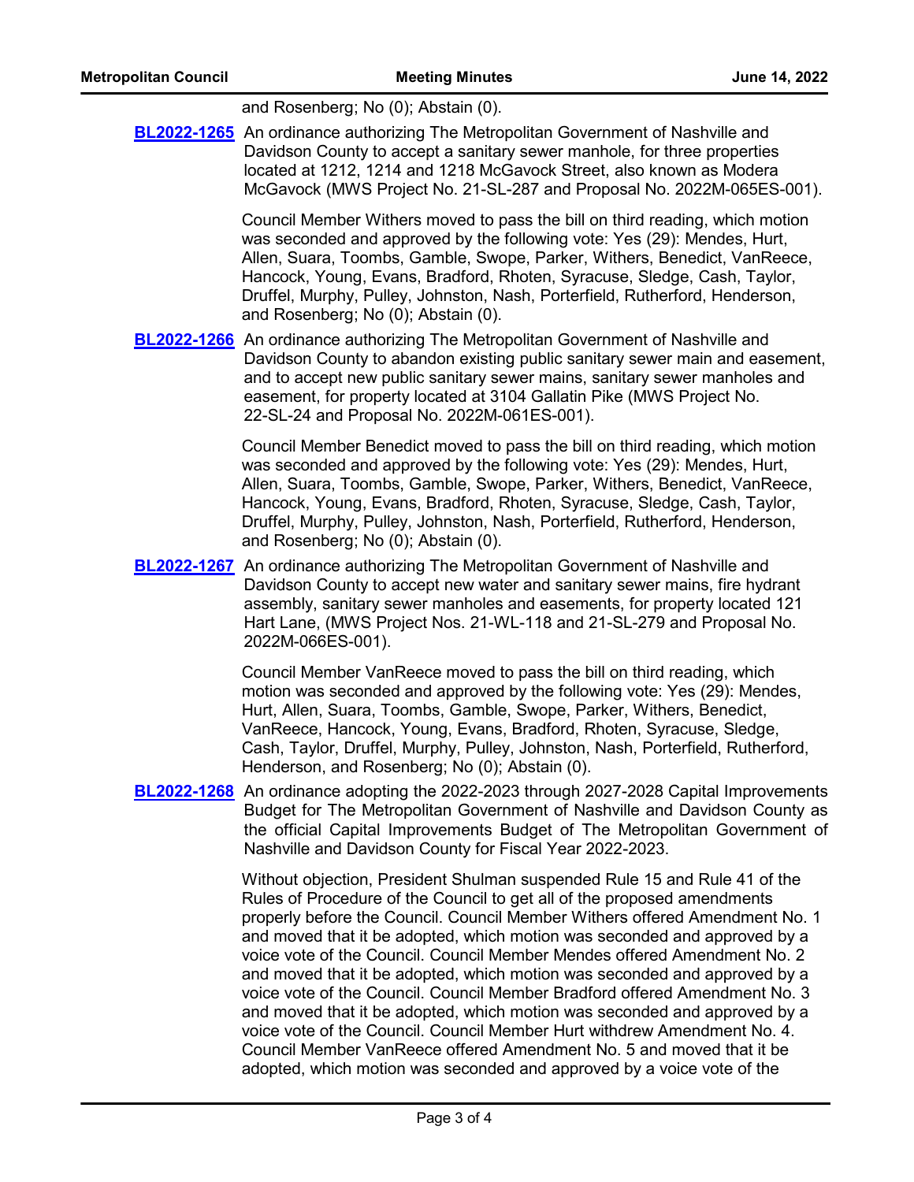and Rosenberg; No (0); Abstain (0).

**BL2022-1265** An ordinance authorizing The Metropolitan Government of Nashville and Davidson County to accept a sanitary sewer manhole, for three properties located at 1212, 1214 and 1218 McGavock Street, also known as Modera McGavock (MWS Project No. 21-SL-287 and Proposal No. 2022M-065ES-001).

Council Member Withers moved to pass the bill on third reading, which motion was seconded and approved by the following vote: Yes (29): Mendes, Hurt, Allen, Suara, Toombs, Gamble, Swope, Parker, Withers, Benedict, VanReece, Hancock, Young, Evans, Bradford, Rhoten, Syracuse, Sledge, Cash, Taylor, Druffel, Murphy, Pulley, Johnston, Nash, Porterfield, Rutherford, Henderson, and Rosenberg; No (0); Abstain (0).

**BL2022-1266** An ordinance authorizing The Metropolitan Government of Nashville and Davidson County to abandon existing public sanitary sewer main and easement, and to accept new public sanitary sewer mains, sanitary sewer manholes and easement, for property located at 3104 Gallatin Pike (MWS Project No. 22-SL-24 and Proposal No. 2022M-061ES-001).

Council Member Benedict moved to pass the bill on third reading, which motion was seconded and approved by the following vote: Yes (29): Mendes, Hurt, Allen, Suara, Toombs, Gamble, Swope, Parker, Withers, Benedict, VanReece, Hancock, Young, Evans, Bradford, Rhoten, Syracuse, Sledge, Cash, Taylor, Druffel, Murphy, Pulley, Johnston, Nash, Porterfield, Rutherford, Henderson, and Rosenberg; No (0); Abstain (0).

**BL2022-1267** An ordinance authorizing The Metropolitan Government of Nashville and Davidson County to accept new water and sanitary sewer mains, fire hydrant assembly, sanitary sewer manholes and easements, for property located 121 Hart Lane, (MWS Project Nos. 21-WL-118 and 21-SL-279 and Proposal No. 2022M-066ES-001).

Council Member VanReece moved to pass the bill on third reading, which motion was seconded and approved by the following vote: Yes (29): Mendes, Hurt, Allen, Suara, Toombs, Gamble, Swope, Parker, Withers, Benedict, VanReece, Hancock, Young, Evans, Bradford, Rhoten, Syracuse, Sledge, Cash, Taylor, Druffel, Murphy, Pulley, Johnston, Nash, Porterfield, Rutherford, Henderson, and Rosenberg; No (0); Abstain (0).

**BL2022-1268** An ordinance adopting the 2022-2023 through 2027-2028 Capital Improvements Budget for The Metropolitan Government of Nashville and Davidson County as the official Capital Improvements Budget of The Metropolitan Government of Nashville and Davidson County for Fiscal Year 2022-2023.

Without objection, President Shulman suspended Rule 15 and Rule 41 of the Rules of Procedure of the Council to get all of the proposed amendments properly before the Council. Council Member Withers offered Amendment No. 1 and moved that it be adopted, which motion was seconded and approved by a voice vote of the Council. Council Member Mendes offered Amendment No. 2 and moved that it be adopted, which motion was seconded and approved by a voice vote of the Council. Council Member Bradford offered Amendment No. 3 and moved that it be adopted, which motion was seconded and approved by a voice vote of the Council. Council Member Hurt withdrew Amendment No. 4. Council Member VanReece offered Amendment No. 5 and moved that it be adopted, which motion was seconded and approved by a voice vote of the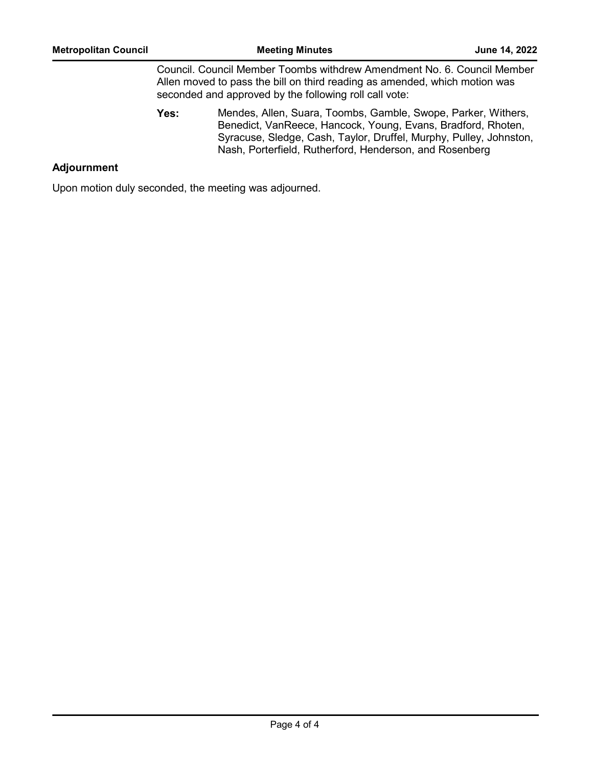Council. Council Member Toombs withdrew Amendment No. 6. Council Member Allen moved to pass the bill on third reading as amended, which motion was seconded and approved by the following roll call vote:

**Yes:** Mendes, Allen, Suara, Toombs, Gamble, Swope, Parker, Withers, Benedict, VanReece, Hancock, Young, Evans, Bradford, Rhoten, Syracuse, Sledge, Cash, Taylor, Druffel, Murphy, Pulley, Johnston, Nash, Porterfield, Rutherford, Henderson, and Rosenberg

## Adjournment

Upon motion duly seconded, the meeting was adjourned.